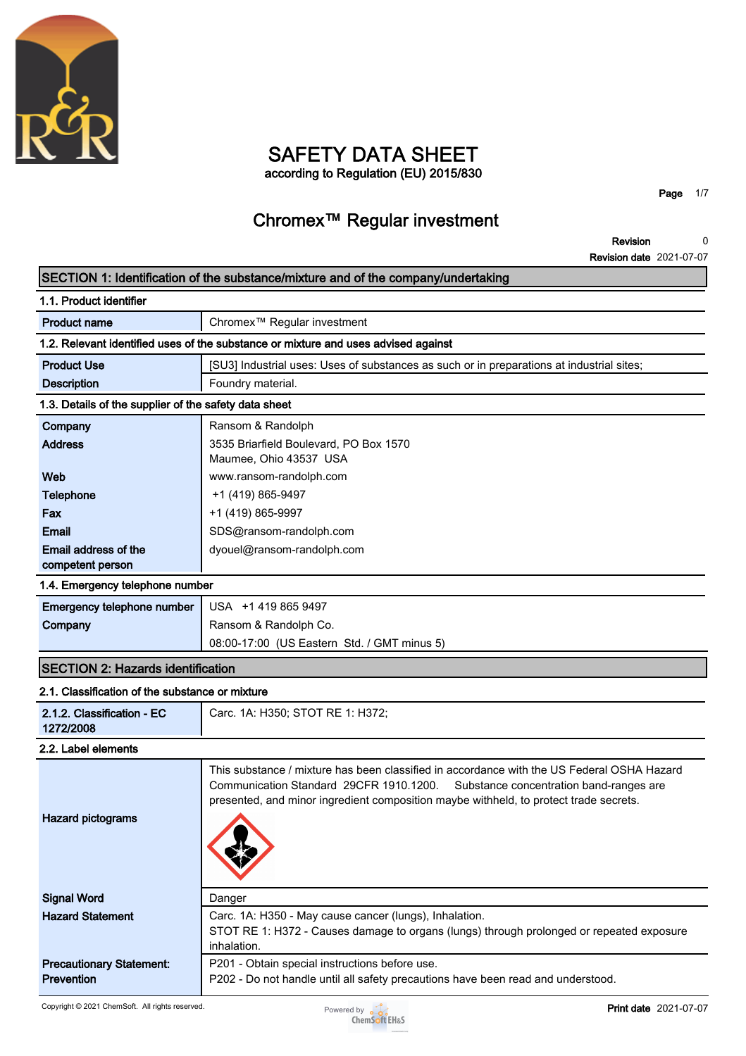# SAFETY DATA SHEET

according to Regulation (EU) 2015/830

## Chromex™ Regular investment

**Revision** 0

**Revision date** 2021-07-07

## SECTION 1: Identification of the substance/mixture and of the company/undertaking

### 1.1. Product identifier

| | |
|---|---|
| **Product name** | Chromex™ Regular investment |

### 1.2. Relevant identified uses of the substance or mixture and uses advised against

| | |
|---|---|
| **Product Use** | [SU3] Industrial uses: Uses of substances as such or in preparations at industrial sites; |
| **Description** | Foundry material. |

### 1.3. Details of the supplier of the safety data sheet

| | |
|---|---|
| **Company** | Ransom & Randolph |
| **Address** | 3535 Briarfield Boulevard, PO Box 1570<br>Maumee, Ohio 43537 USA |
| **Web** | www.ransom-randolph.com |
| **Telephone** | +1 (419) 865-9497 |
| **Fax** | +1 (419) 865-9997 |
| **Email** | SDS@ransom-randolph.com |
| **Email address of the competent person** | dyouel@ransom-randolph.com |

### 1.4. Emergency telephone number

| | |
|---|---|
| **Emergency telephone number** | USA +1 419 865 9497 |
| **Company** | Ransom & Randolph Co. |
| | 08:00-17:00 (US Eastern Std. / GMT minus 5) |

## SECTION 2: Hazards identification

### 2.1. Classification of the substance or mixture

| | |
|---|---|
| **2.1.2. Classification - EC 1272/2008** | Carc. 1A: H350; STOT RE 1: H372; |

### 2.2. Label elements

| | |
|---|---|
| **Hazard pictograms** | This substance / mixture has been classified in accordance with the US Federal OSHA Hazard Communication Standard 29CFR 1910.1200. Substance concentration band-ranges are presented, and minor ingredient composition maybe withheld, to protect trade secrets. |
| **Signal Word** | Danger |
| **Hazard Statement** | Carc. 1A: H350 - May cause cancer (lungs), Inhalation.<br>STOT RE 1: H372 - Causes damage to organs (lungs) through prolonged or repeated exposure inhalation. |
| **Precautionary Statement: Prevention** | P201 - Obtain special instructions before use.<br>P202 - Do not handle until all safety precautions have been read and understood. |

Copyright © 2021 ChemSoft. All rights reserved.

**Print date** 2021-07-07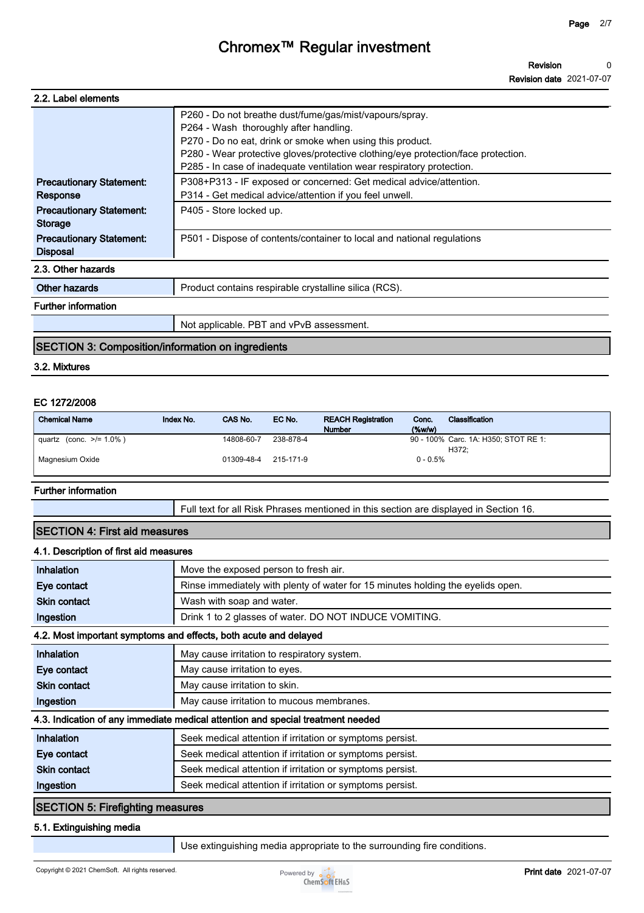# Chromex™ Regular investment

Revision 0

Revision date 2021-07-07

### 2.2. Label elements

| | |
|---|---|
| | P260 - Do not breathe dust/fume/gas/mist/vapours/spray.<br>P264 - Wash thoroughly after handling.<br>P270 - Do no eat, drink or smoke when using this product.<br>P280 - Wear protective gloves/protective clothing/eye protection/face protection.<br>P285 - In case of inadequate ventilation wear respiratory protection. |
| **Precautionary Statement: Response** | P308+P313 - IF exposed or concerned: Get medical advice/attention.<br>P314 - Get medical advice/attention if you feel unwell. |
| **Precautionary Statement: Storage** | P405 - Store locked up. |
| **Precautionary Statement: Disposal** | P501 - Dispose of contents/container to local and national regulations |

### 2.3. Other hazards

| | |
|---|---|
| **Other hazards** | Product contains respirable crystalline silica (RCS). |

### Further information

| | |
|---|---|
| | Not applicable. PBT and vPvB assessment. |

## SECTION 3: Composition/information on ingredients

### 3.2. Mixtures

**EC 1272/2008**

| Chemical Name | Index No. | CAS No. | EC No. | REACH Registration Number | Conc. (%w/w) | Classification |
|---|---|---|---|---|---|---|
| quartz (conc. >/= 1.0% ) | | 14808-60-7 | 238-878-4 | | 90 - 100% | Carc. 1A: H350; STOT RE 1: H372; |
| Magnesium Oxide | | 01309-48-4 | 215-171-9 | | 0 - 0.5% | |

### Further information

| | |
|---|---|
| | Full text for all Risk Phrases mentioned in this section are displayed in Section 16. |

## SECTION 4: First aid measures

### 4.1. Description of first aid measures

| | |
|---|---|
| **Inhalation** | Move the exposed person to fresh air. |
| **Eye contact** | Rinse immediately with plenty of water for 15 minutes holding the eyelids open. |
| **Skin contact** | Wash with soap and water. |
| **Ingestion** | Drink 1 to 2 glasses of water. DO NOT INDUCE VOMITING. |

### 4.2. Most important symptoms and effects, both acute and delayed

| | |
|---|---|
| **Inhalation** | May cause irritation to respiratory system. |
| **Eye contact** | May cause irritation to eyes. |
| **Skin contact** | May cause irritation to skin. |
| **Ingestion** | May cause irritation to mucous membranes. |

### 4.3. Indication of any immediate medical attention and special treatment needed

| | |
|---|---|
| **Inhalation** | Seek medical attention if irritation or symptoms persist. |
| **Eye contact** | Seek medical attention if irritation or symptoms persist. |
| **Skin contact** | Seek medical attention if irritation or symptoms persist. |
| **Ingestion** | Seek medical attention if irritation or symptoms persist. |

## SECTION 5: Firefighting measures

### 5.1. Extinguishing media

| | |
|---|---|
| | Use extinguishing media appropriate to the surrounding fire conditions. |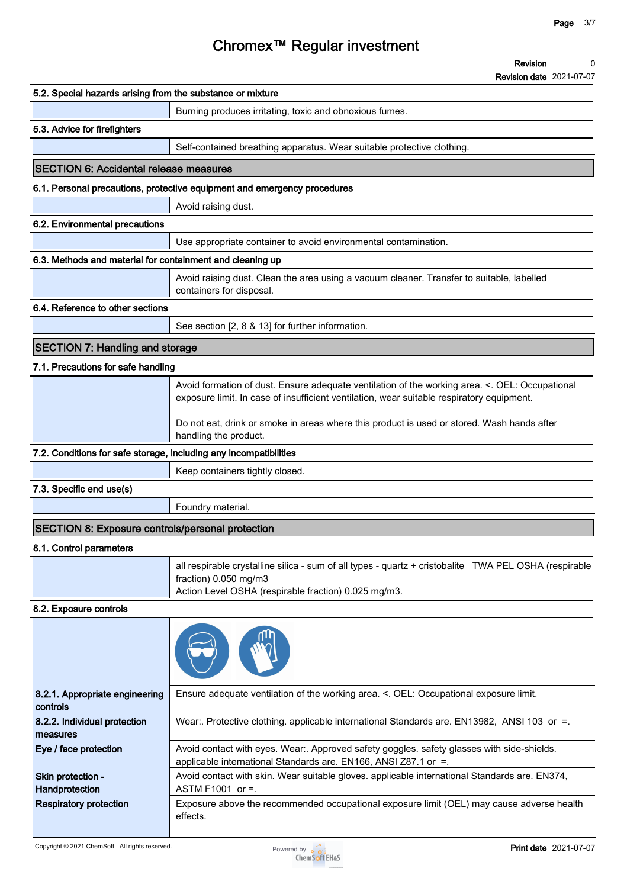### 5.2. Special hazards arising from the substance or mixture

Burning produces irritating, toxic and obnoxious fumes.

### 5.3. Advice for firefighters

Self-contained breathing apparatus. Wear suitable protective clothing.

## SECTION 6: Accidental release measures

### 6.1. Personal precautions, protective equipment and emergency procedures

Avoid raising dust.

### 6.2. Environmental precautions

Use appropriate container to avoid environmental contamination.

### 6.3. Methods and material for containment and cleaning up

Avoid raising dust. Clean the area using a vacuum cleaner. Transfer to suitable, labelled containers for disposal.

### 6.4. Reference to other sections

See section [2, 8 & 13] for further information.

## SECTION 7: Handling and storage

### 7.1. Precautions for safe handling

Avoid formation of dust. Ensure adequate ventilation of the working area. <. OEL: Occupational exposure limit. In case of insufficient ventilation, wear suitable respiratory equipment.

Do not eat, drink or smoke in areas where this product is used or stored. Wash hands after handling the product.

### 7.2. Conditions for safe storage, including any incompatibilities

Keep containers tightly closed.

### 7.3. Specific end use(s)

Foundry material.

## SECTION 8: Exposure controls/personal protection

### 8.1. Control parameters

all respirable crystalline silica - sum of all types - quartz + cristobalite TWA PEL OSHA (respirable fraction) 0.050 mg/m3
Action Level OSHA (respirable fraction) 0.025 mg/m3.

### 8.2. Exposure controls

| | |
|---|---|
| **8.2.1. Appropriate engineering controls** | Ensure adequate ventilation of the working area. <. OEL: Occupational exposure limit. |
| **8.2.2. Individual protection measures** | Wear:. Protective clothing. applicable international Standards are. EN13982, ANSI 103 or =. |
| **Eye / face protection** | Avoid contact with eyes. Wear:. Approved safety goggles. safety glasses with side-shields. applicable international Standards are. EN166, ANSI Z87.1 or =. |
| **Skin protection - Handprotection** | Avoid contact with skin. Wear suitable gloves. applicable international Standards are. EN374, ASTM F1001 or =. |
| **Respiratory protection** | Exposure above the recommended occupational exposure limit (OEL) may cause adverse health effects. |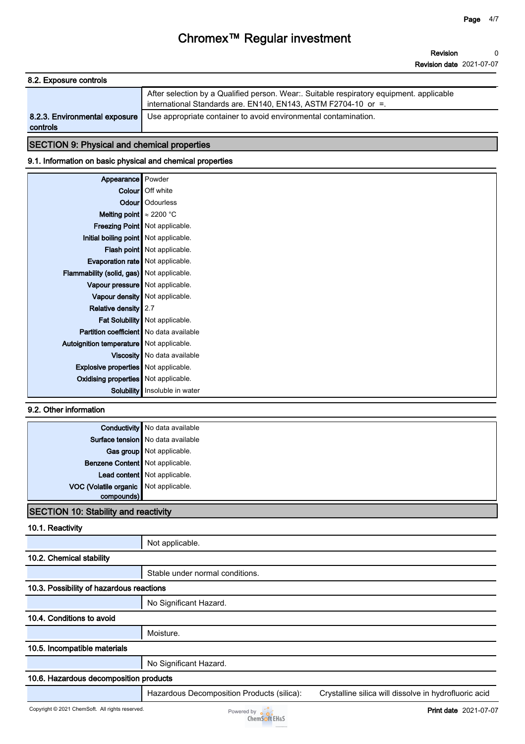### 8.2. Exposure controls

| | |
|---|---|
| | After selection by a Qualified person. Wear:. Suitable respiratory equipment. applicable international Standards are. EN140, EN143, ASTM F2704-10 or =. |
| **8.2.3. Environmental exposure controls** | Use appropriate container to avoid environmental contamination. |

## SECTION 9: Physical and chemical properties

### 9.1. Information on basic physical and chemical properties

| | |
|---|---|
| **Appearance** | Powder |
| **Colour** | Off white |
| **Odour** | Odourless |
| **Melting point** | ≈ 2200 °C |
| **Freezing Point** | Not applicable. |
| **Initial boiling point** | Not applicable. |
| **Flash point** | Not applicable. |
| **Evaporation rate** | Not applicable. |
| **Flammability (solid, gas)** | Not applicable. |
| **Vapour pressure** | Not applicable. |
| **Vapour density** | Not applicable. |
| **Relative density** | 2.7 |
| **Fat Solubility** | Not applicable. |
| **Partition coefficient** | No data available |
| **Autoignition temperature** | Not applicable. |
| **Viscosity** | No data available |
| **Explosive properties** | Not applicable. |
| **Oxidising properties** | Not applicable. |
| **Solubility** | Insoluble in water |

### 9.2. Other information

| | |
|---|---|
| **Conductivity** | No data available |
| **Surface tension** | No data available |
| **Gas group** | Not applicable. |
| **Benzene Content** | Not applicable. |
| **Lead content** | Not applicable. |
| **VOC (Volatile organic compounds)** | Not applicable. |

## SECTION 10: Stability and reactivity

### 10.1. Reactivity

Not applicable.

### 10.2. Chemical stability

Stable under normal conditions.

### 10.3. Possibility of hazardous reactions

No Significant Hazard.

### 10.4. Conditions to avoid

Moisture.

### 10.5. Incompatible materials

No Significant Hazard.

### 10.6. Hazardous decomposition products

| | |
|---|---|
| Hazardous Decomposition Products (silica): | Crystalline silica will dissolve in hydrofluoric acid |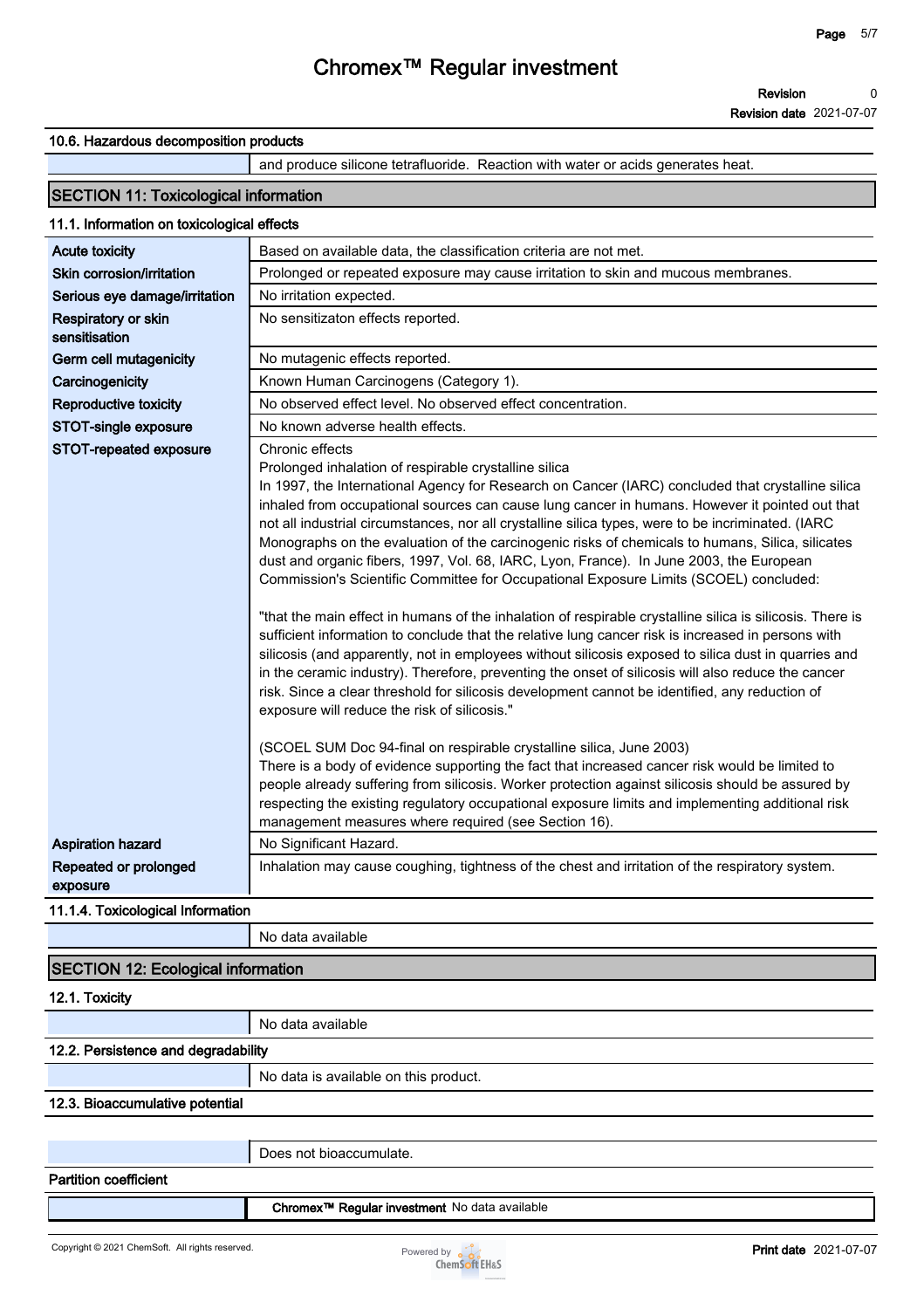### 10.6. Hazardous decomposition products

| | |
|---|---|
| | and produce silicone tetrafluoride. Reaction with water or acids generates heat. |

## SECTION 11: Toxicological information

### 11.1. Information on toxicological effects

| | |
|---|---|
| **Acute toxicity** | Based on available data, the classification criteria are not met. |
| **Skin corrosion/irritation** | Prolonged or repeated exposure may cause irritation to skin and mucous membranes. |
| **Serious eye damage/irritation** | No irritation expected. |
| **Respiratory or skin sensitisation** | No sensitizaton effects reported. |
| **Germ cell mutagenicity** | No mutagenic effects reported. |
| **Carcinogenicity** | Known Human Carcinogens (Category 1). |
| **Reproductive toxicity** | No observed effect level. No observed effect concentration. |
| **STOT-single exposure** | No known adverse health effects. |
| **STOT-repeated exposure** | Chronic effects<br>Prolonged inhalation of respirable crystalline silica<br>In 1997, the International Agency for Research on Cancer (IARC) concluded that crystalline silica inhaled from occupational sources can cause lung cancer in humans. However it pointed out that not all industrial circumstances, nor all crystalline silica types, were to be incriminated. (IARC Monographs on the evaluation of the carcinogenic risks of chemicals to humans, Silica, silicates dust and organic fibers, 1997, Vol. 68, IARC, Lyon, France). In June 2003, the European Commission's Scientific Committee for Occupational Exposure Limits (SCOEL) concluded:<br><br>"that the main effect in humans of the inhalation of respirable crystalline silica is silicosis. There is sufficient information to conclude that the relative lung cancer risk is increased in persons with silicosis (and apparently, not in employees without silicosis exposed to silica dust in quarries and in the ceramic industry). Therefore, preventing the onset of silicosis will also reduce the cancer risk. Since a clear threshold for silicosis development cannot be identified, any reduction of exposure will reduce the risk of silicosis."<br><br>(SCOEL SUM Doc 94-final on respirable crystalline silica, June 2003)<br>There is a body of evidence supporting the fact that increased cancer risk would be limited to people already suffering from silicosis. Worker protection against silicosis should be assured by respecting the existing regulatory occupational exposure limits and implementing additional risk management measures where required (see Section 16). |
| **Aspiration hazard** | No Significant Hazard. |
| **Repeated or prolonged exposure** | Inhalation may cause coughing, tightness of the chest and irritation of the respiratory system. |

### 11.1.4. Toxicological Information

| | |
|---|---|
| | No data available |

## SECTION 12: Ecological information

### 12.1. Toxicity

| | |
|---|---|
| | No data available |

### 12.2. Persistence and degradability

| | |
|---|---|
| | No data is available on this product. |

### 12.3. Bioaccumulative potential

| | |
|---|---|
| | Does not bioaccumulate. |

**Partition coefficient**

| | |
|---|---|
| | **Chromex™ Regular investment** No data available |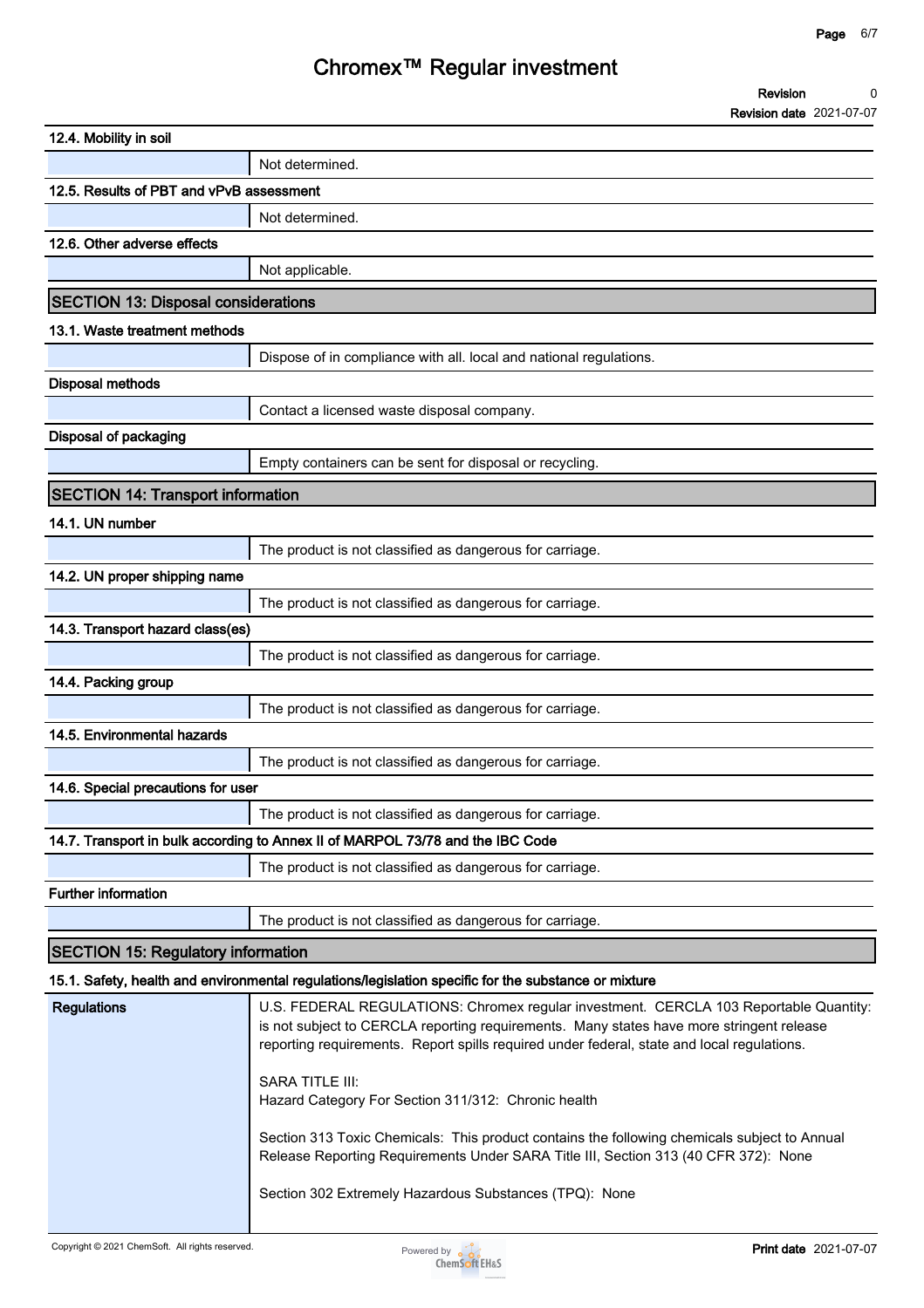### 12.4. Mobility in soil

| | |
|---|---|
| | Not determined. |

### 12.5. Results of PBT and vPvB assessment

| | |
|---|---|
| | Not determined. |

### 12.6. Other adverse effects

| | |
|---|---|
| | Not applicable. |

## SECTION 13: Disposal considerations

### 13.1. Waste treatment methods

| | |
|---|---|
| | Dispose of in compliance with all. local and national regulations. |

### Disposal methods

| | |
|---|---|
| | Contact a licensed waste disposal company. |

### Disposal of packaging

| | |
|---|---|
| | Empty containers can be sent for disposal or recycling. |

## SECTION 14: Transport information

### 14.1. UN number

| | |
|---|---|
| | The product is not classified as dangerous for carriage. |

### 14.2. UN proper shipping name

| | |
|---|---|
| | The product is not classified as dangerous for carriage. |

### 14.3. Transport hazard class(es)

| | |
|---|---|
| | The product is not classified as dangerous for carriage. |

### 14.4. Packing group

| | |
|---|---|
| | The product is not classified as dangerous for carriage. |

### 14.5. Environmental hazards

| | |
|---|---|
| | The product is not classified as dangerous for carriage. |

### 14.6. Special precautions for user

| | |
|---|---|
| | The product is not classified as dangerous for carriage. |

### 14.7. Transport in bulk according to Annex II of MARPOL 73/78 and the IBC Code

| | |
|---|---|
| | The product is not classified as dangerous for carriage. |

### Further information

| | |
|---|---|
| | The product is not classified as dangerous for carriage. |

## SECTION 15: Regulatory information

### 15.1. Safety, health and environmental regulations/legislation specific for the substance or mixture

| | |
|---|---|
| **Regulations** | U.S. FEDERAL REGULATIONS: Chromex regular investment. CERCLA 103 Reportable Quantity: is not subject to CERCLA reporting requirements. Many states have more stringent release reporting requirements. Report spills required under federal, state and local regulations.<br><br>SARA TITLE III:<br>Hazard Category For Section 311/312: Chronic health<br><br>Section 313 Toxic Chemicals: This product contains the following chemicals subject to Annual Release Reporting Requirements Under SARA Title III, Section 313 (40 CFR 372): None<br><br>Section 302 Extremely Hazardous Substances (TPQ): None |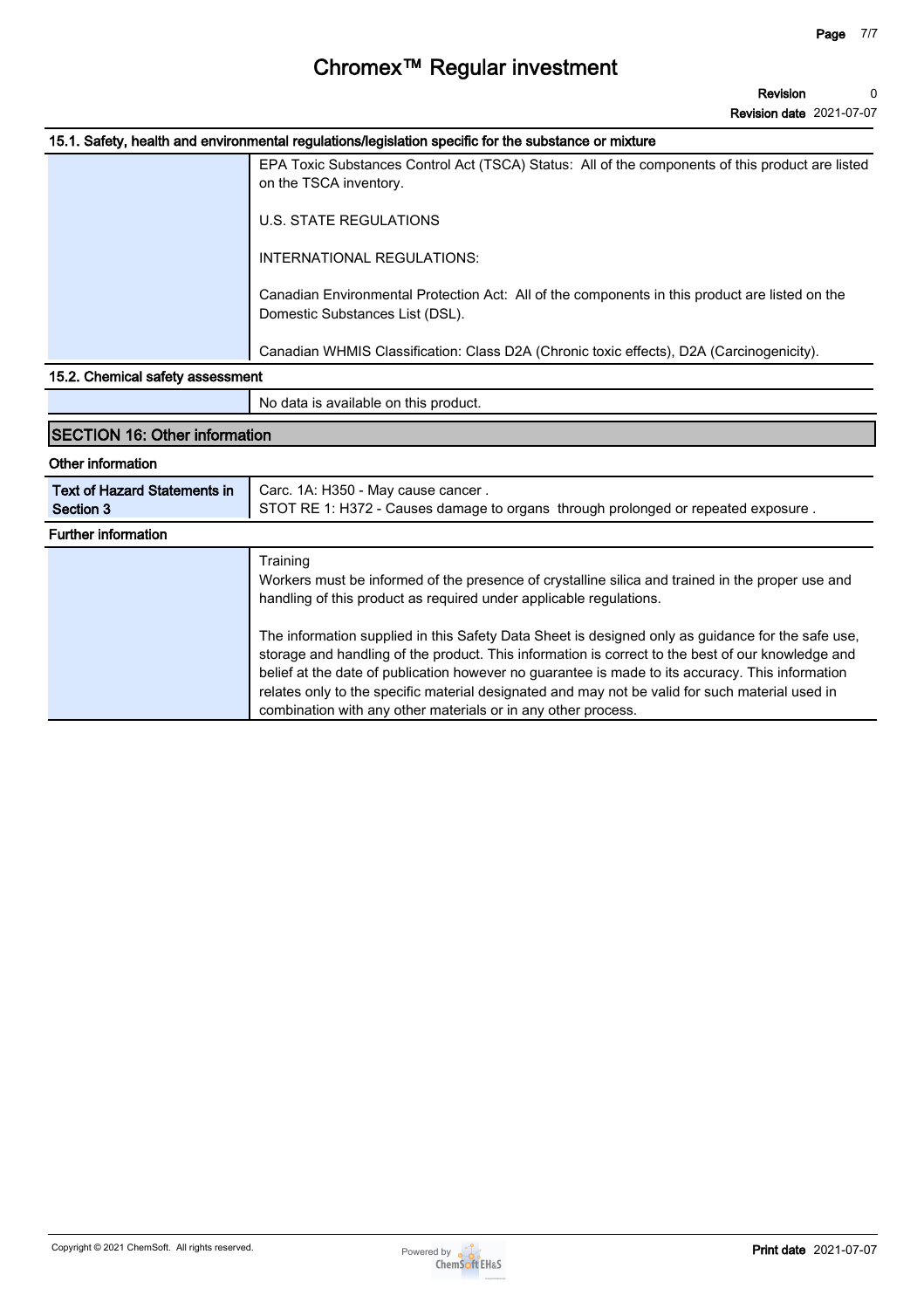### 15.1. Safety, health and environmental regulations/legislation specific for the substance or mixture

| | |
|---|---|
| | EPA Toxic Substances Control Act (TSCA) Status: All of the components of this product are listed on the TSCA inventory.<br><br>U.S. STATE REGULATIONS<br><br>INTERNATIONAL REGULATIONS:<br><br>Canadian Environmental Protection Act: All of the components in this product are listed on the Domestic Substances List (DSL).<br><br>Canadian WHMIS Classification: Class D2A (Chronic toxic effects), D2A (Carcinogenicity). |

### 15.2. Chemical safety assessment

| | |
|---|---|
| | No data is available on this product. |

## SECTION 16: Other information

### Other information

| | |
|---|---|
| **Text of Hazard Statements in Section 3** | Carc. 1A: H350 - May cause cancer .<br>STOT RE 1: H372 - Causes damage to organs through prolonged or repeated exposure . |

### Further information

| | |
|---|---|
| | Training<br>Workers must be informed of the presence of crystalline silica and trained in the proper use and handling of this product as required under applicable regulations.<br><br>The information supplied in this Safety Data Sheet is designed only as guidance for the safe use, storage and handling of the product. This information is correct to the best of our knowledge and belief at the date of publication however no guarantee is made to its accuracy. This information relates only to the specific material designated and may not be valid for such material used in combination with any other materials or in any other process. |